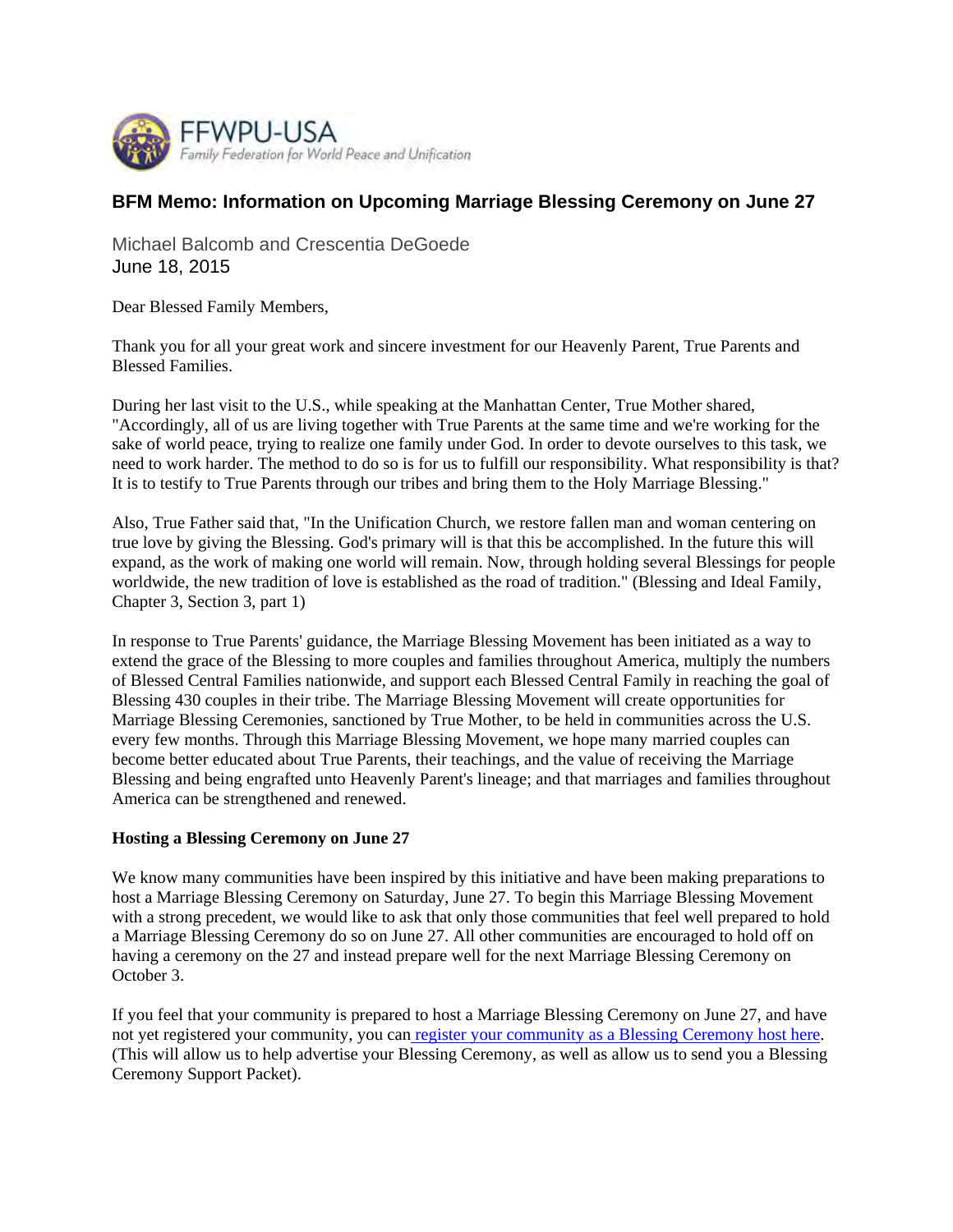FFWPU-USA
Family Federation for World Peace and Unification

## BFM Memo: Information on Upcoming Marriage Blessing Ceremony on June 27

Michael Balcomb and Crescentia DeGoede
June 18, 2015

Dear Blessed Family Members,

Thank you for all your great work and sincere investment for our Heavenly Parent, True Parents and Blessed Families.

During her last visit to the U.S., while speaking at the Manhattan Center, True Mother shared, "Accordingly, all of us are living together with True Parents at the same time and we're working for the sake of world peace, trying to realize one family under God. In order to devote ourselves to this task, we need to work harder. The method to do so is for us to fulfill our responsibility. What responsibility is that? It is to testify to True Parents through our tribes and bring them to the Holy Marriage Blessing."

Also, True Father said that, "In the Unification Church, we restore fallen man and woman centering on true love by giving the Blessing. God's primary will is that this be accomplished. In the future this will expand, as the work of making one world will remain. Now, through holding several Blessings for people worldwide, the new tradition of love is established as the road of tradition." (Blessing and Ideal Family, Chapter 3, Section 3, part 1)

In response to True Parents' guidance, the Marriage Blessing Movement has been initiated as a way to extend the grace of the Blessing to more couples and families throughout America, multiply the numbers of Blessed Central Families nationwide, and support each Blessed Central Family in reaching the goal of Blessing 430 couples in their tribe. The Marriage Blessing Movement will create opportunities for Marriage Blessing Ceremonies, sanctioned by True Mother, to be held in communities across the U.S. every few months. Through this Marriage Blessing Movement, we hope many married couples can become better educated about True Parents, their teachings, and the value of receiving the Marriage Blessing and being engrafted unto Heavenly Parent's lineage; and that marriages and families throughout America can be strengthened and renewed.

**Hosting a Blessing Ceremony on June 27**

We know many communities have been inspired by this initiative and have been making preparations to host a Marriage Blessing Ceremony on Saturday, June 27. To begin this Marriage Blessing Movement with a strong precedent, we would like to ask that only those communities that feel well prepared to hold a Marriage Blessing Ceremony do so on June 27. All other communities are encouraged to hold off on having a ceremony on the 27 and instead prepare well for the next Marriage Blessing Ceremony on October 3.

If you feel that your community is prepared to host a Marriage Blessing Ceremony on June 27, and have not yet registered your community, you can register your community as a Blessing Ceremony host here. (This will allow us to help advertise your Blessing Ceremony, as well as allow us to send you a Blessing Ceremony Support Packet).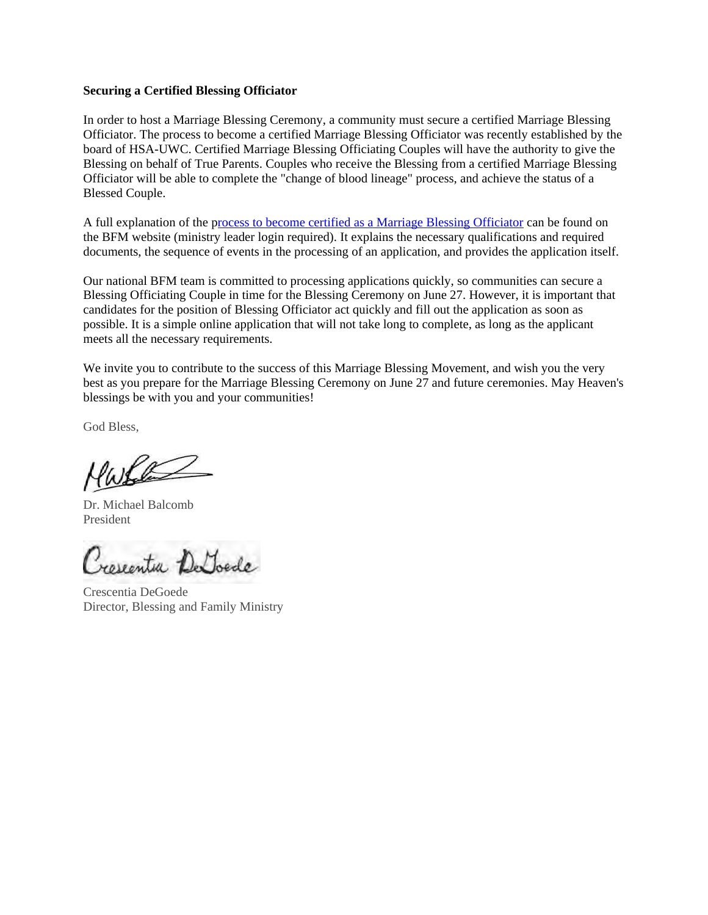**Securing a Certified Blessing Officiator**

In order to host a Marriage Blessing Ceremony, a community must secure a certified Marriage Blessing Officiator. The process to become a certified Marriage Blessing Officiator was recently established by the board of HSA-UWC. Certified Marriage Blessing Officiating Couples will have the authority to give the Blessing on behalf of True Parents. Couples who receive the Blessing from a certified Marriage Blessing Officiator will be able to complete the "change of blood lineage" process, and achieve the status of a Blessed Couple.

A full explanation of the process to become certified as a Marriage Blessing Officiator can be found on the BFM website (ministry leader login required). It explains the necessary qualifications and required documents, the sequence of events in the processing of an application, and provides the application itself.

Our national BFM team is committed to processing applications quickly, so communities can secure a Blessing Officiating Couple in time for the Blessing Ceremony on June 27. However, it is important that candidates for the position of Blessing Officiator act quickly and fill out the application as soon as possible. It is a simple online application that will not take long to complete, as long as the applicant meets all the necessary requirements.

We invite you to contribute to the success of this Marriage Blessing Movement, and wish you the very best as you prepare for the Marriage Blessing Ceremony on June 27 and future ceremonies. May Heaven's blessings be with you and your communities!

God Bless,

Dr. Michael Balcomb
President

Crescentia DeGoede
Director, Blessing and Family Ministry